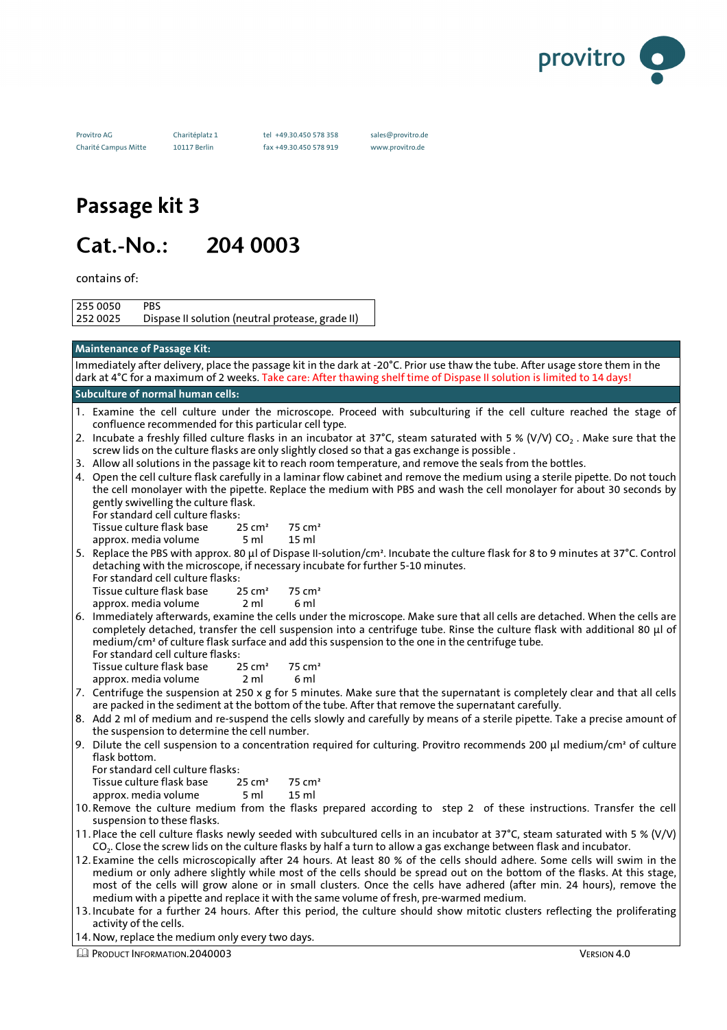provitro

Provitro AG
Charité Campus Mitte

Charitéplatz 1
10117 Berlin

tel +49.30.450 578 358
fax +49.30.450 578 919

sales@provitro.de
www.provitro.de

# Passage kit 3

## Cat.-No.: 204 0003

contains of:

| | |
|---|---|
| 255 0050 | PBS |
| 252 0025 | Dispase II solution (neutral protease, grade II) |

**Maintenance of Passage Kit:**

Immediately after delivery, place the passage kit in the dark at -20°C. Prior use thaw the tube. After usage store them in the dark at 4°C for a maximum of 2 weeks. Take care: After thawing shelf time of Dispase II solution is limited to 14 days!

**Subculture of normal human cells:**

1. Examine the cell culture under the microscope. Proceed with subculturing if the cell culture reached the stage of confluence recommended for this particular cell type.
2. Incubate a freshly filled culture flasks in an incubator at 37°C, steam saturated with 5 % (V/V) $CO_2$ . Make sure that the screw lids on the culture flasks are only slightly closed so that a gas exchange is possible .
3. Allow all solutions in the passage kit to reach room temperature, and remove the seals from the bottles.
4. Open the cell culture flask carefully in a laminar flow cabinet and remove the medium using a sterile pipette. Do not touch the cell monolayer with the pipette. Replace the medium with PBS and wash the cell monolayer for about 30 seconds by gently swivelling the culture flask.
   For standard cell culture flasks:

   | Tissue culture flask base | 25 cm² | 75 cm² |
   |---|---|---|
   | approx. media volume | 5 ml | 15 ml |

5. Replace the PBS with approx. 80 µl of Dispase II-solution/cm². Incubate the culture flask for 8 to 9 minutes at 37°C. Control detaching with the microscope, if necessary incubate for further 5-10 minutes.
   For standard cell culture flasks:

   | Tissue culture flask base | 25 cm² | 75 cm² |
   |---|---|---|
   | approx. media volume | 2 ml | 6 ml |

6. Immediately afterwards, examine the cells under the microscope. Make sure that all cells are detached. When the cells are completely detached, transfer the cell suspension into a centrifuge tube. Rinse the culture flask with additional 80 µl of medium/cm² of culture flask surface and add this suspension to the one in the centrifuge tube.
   For standard cell culture flasks:

   | Tissue culture flask base | 25 cm² | 75 cm² |
   |---|---|---|
   | approx. media volume | 2 ml | 6 ml |

7. Centrifuge the suspension at 250 x g for 5 minutes. Make sure that the supernatant is completely clear and that all cells are packed in the sediment at the bottom of the tube. After that remove the supernatant carefully.
8. Add 2 ml of medium and re-suspend the cells slowly and carefully by means of a sterile pipette. Take a precise amount of the suspension to determine the cell number.
9. Dilute the cell suspension to a concentration required for culturing. Provitro recommends 200 µl medium/cm² of culture flask bottom.
   For standard cell culture flasks:

   | Tissue culture flask base | 25 cm² | 75 cm² |
   |---|---|---|
   | approx. media volume | 5 ml | 15 ml |

10. Remove the culture medium from the flasks prepared according to step 2 of these instructions. Transfer the cell suspension to these flasks.
11. Place the cell culture flasks newly seeded with subcultured cells in an incubator at 37°C, steam saturated with 5 % (V/V) $CO_2$. Close the screw lids on the culture flasks by half a turn to allow a gas exchange between flask and incubator.
12. Examine the cells microscopically after 24 hours. At least 80 % of the cells should adhere. Some cells will swim in the medium or only adhere slightly while most of the cells should be spread out on the bottom of the flasks. At this stage, most of the cells will grow alone or in small clusters. Once the cells have adhered (after min. 24 hours), remove the medium with a pipette and replace it with the same volume of fresh, pre-warmed medium.
13. Incubate for a further 24 hours. After this period, the culture should show mitotic clusters reflecting the proliferating activity of the cells.
14. Now, replace the medium only every two days.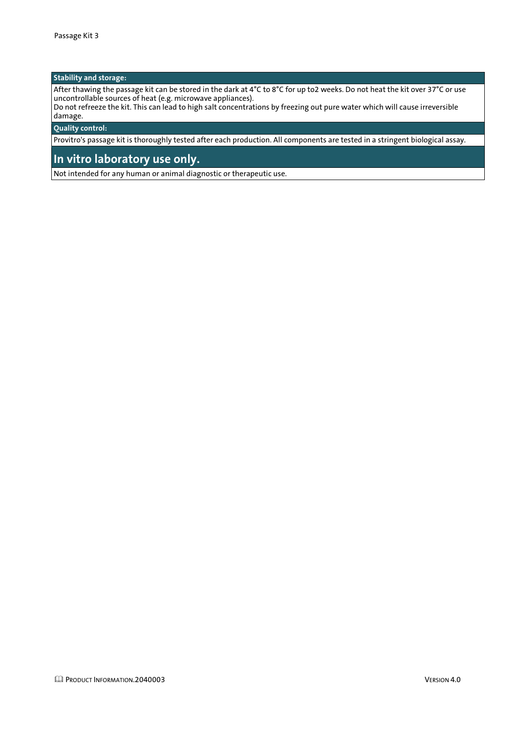**Stability and storage:**

After thawing the passage kit can be stored in the dark at 4°C to 8°C for up to2 weeks. Do not heat the kit over 37°C or use uncontrollable sources of heat (e.g. microwave appliances).
Do not refreeze the kit. This can lead to high salt concentrations by freezing out pure water which will cause irreversible damage.

**Quality control:**

Provitro's passage kit is thoroughly tested after each production. All components are tested in a stringent biological assay.

## In vitro laboratory use only.

Not intended for any human or animal diagnostic or therapeutic use.